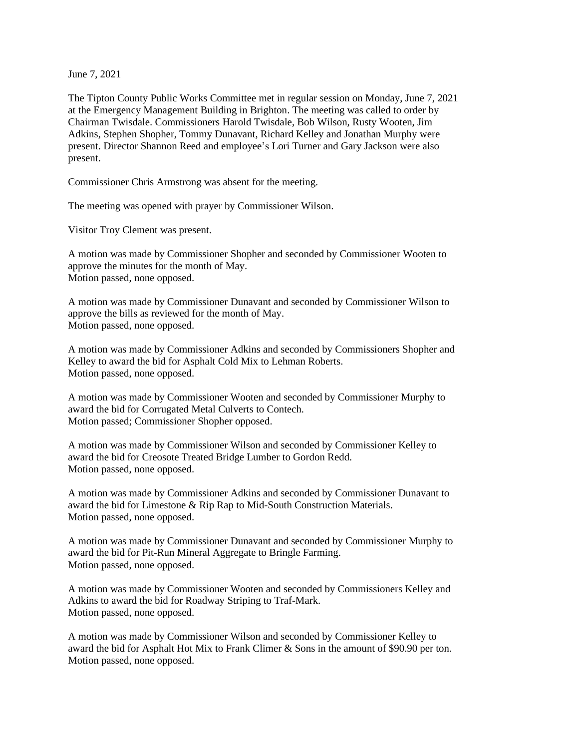June 7, 2021

The Tipton County Public Works Committee met in regular session on Monday, June 7, 2021 at the Emergency Management Building in Brighton. The meeting was called to order by Chairman Twisdale. Commissioners Harold Twisdale, Bob Wilson, Rusty Wooten, Jim Adkins, Stephen Shopher, Tommy Dunavant, Richard Kelley and Jonathan Murphy were present. Director Shannon Reed and employee's Lori Turner and Gary Jackson were also present.

Commissioner Chris Armstrong was absent for the meeting.

The meeting was opened with prayer by Commissioner Wilson.

Visitor Troy Clement was present.

A motion was made by Commissioner Shopher and seconded by Commissioner Wooten to approve the minutes for the month of May.
Motion passed, none opposed.

A motion was made by Commissioner Dunavant and seconded by Commissioner Wilson to approve the bills as reviewed for the month of May.
Motion passed, none opposed.

A motion was made by Commissioner Adkins and seconded by Commissioners Shopher and Kelley to award the bid for Asphalt Cold Mix to Lehman Roberts.
Motion passed, none opposed.

A motion was made by Commissioner Wooten and seconded by Commissioner Murphy to award the bid for Corrugated Metal Culverts to Contech.
Motion passed; Commissioner Shopher opposed.

A motion was made by Commissioner Wilson and seconded by Commissioner Kelley to award the bid for Creosote Treated Bridge Lumber to Gordon Redd.
Motion passed, none opposed.

A motion was made by Commissioner Adkins and seconded by Commissioner Dunavant to award the bid for Limestone & Rip Rap to Mid-South Construction Materials.
Motion passed, none opposed.

A motion was made by Commissioner Dunavant and seconded by Commissioner Murphy to award the bid for Pit-Run Mineral Aggregate to Bringle Farming.
Motion passed, none opposed.

A motion was made by Commissioner Wooten and seconded by Commissioners Kelley and Adkins to award the bid for Roadway Striping to Traf-Mark.
Motion passed, none opposed.

A motion was made by Commissioner Wilson and seconded by Commissioner Kelley to award the bid for Asphalt Hot Mix to Frank Climer & Sons in the amount of $90.90 per ton.
Motion passed, none opposed.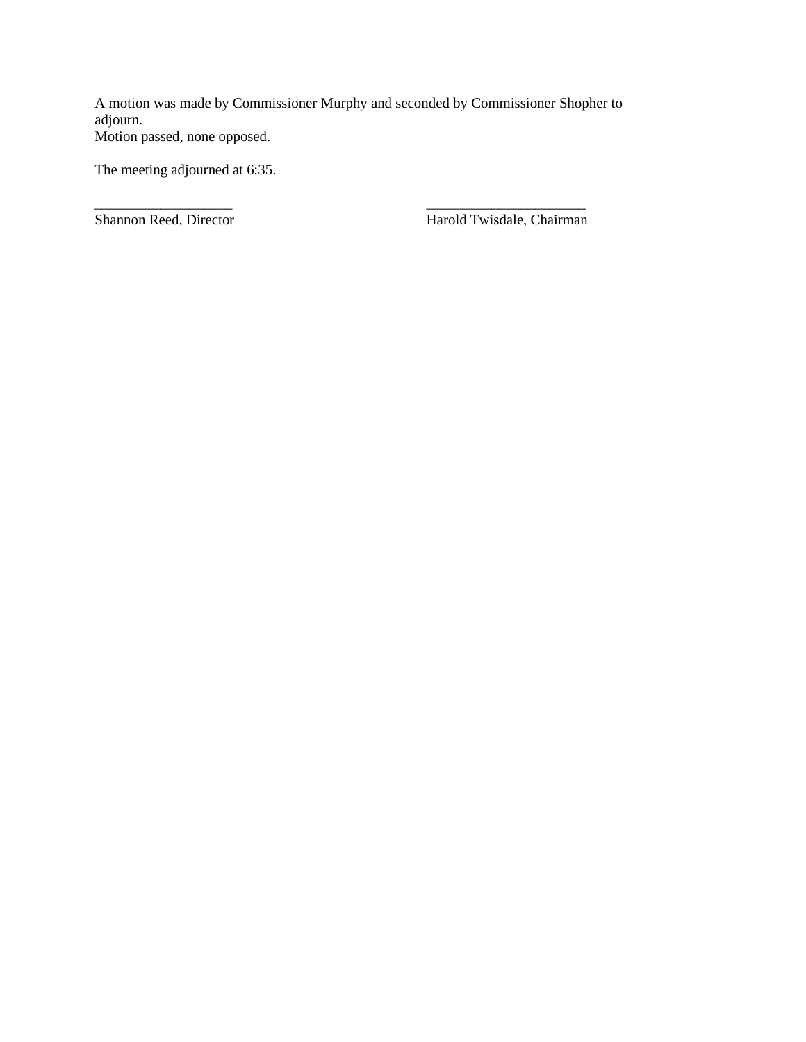A motion was made by Commissioner Murphy and seconded by Commissioner Shopher to adjourn.
Motion passed, none opposed.

The meeting adjourned at 6:35.

| | |
|---|---|
| ___________________ | ______________________ |
| Shannon Reed, Director | Harold Twisdale, Chairman |